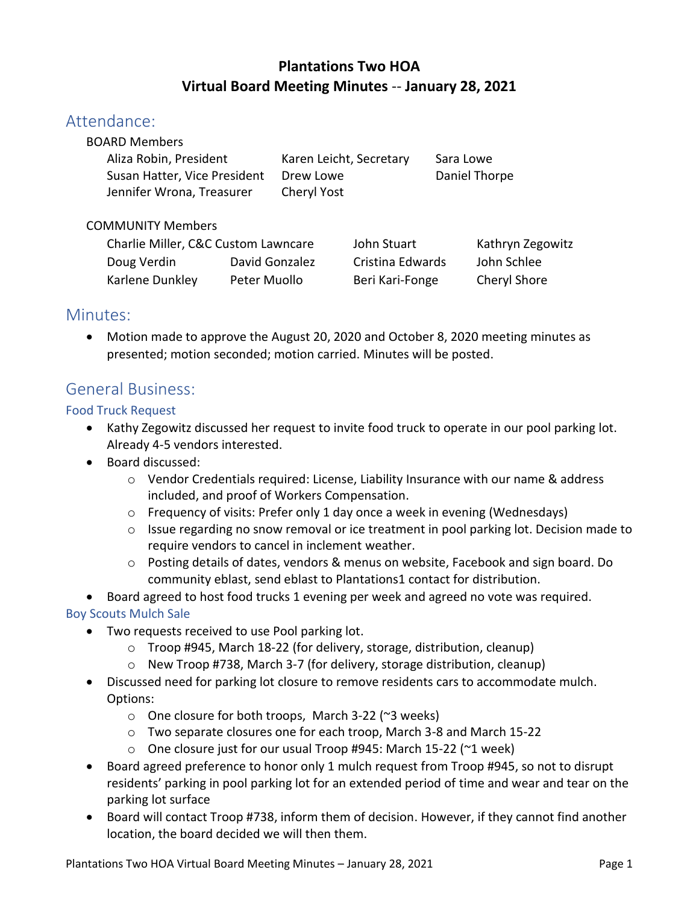# Plantations Two HOA
# Virtual Board Meeting Minutes -- January 28, 2021

## Attendance:

BOARD Members

| | | |
|---|---|---|
| Aliza Robin, President | Karen Leicht, Secretary | Sara Lowe |
| Susan Hatter, Vice President | Drew Lowe | Daniel Thorpe |
| Jennifer Wrona, Treasurer | Cheryl Yost | |

COMMUNITY Members

| | | | |
|---|---|---|---|
| Charlie Miller, C&C Custom Lawncare | | John Stuart | Kathryn Zegowitz |
| Doug Verdin | David Gonzalez | Cristina Edwards | John Schlee |
| Karlene Dunkley | Peter Muollo | Beri Kari-Fonge | Cheryl Shore |

## Minutes:

- Motion made to approve the August 20, 2020 and October 8, 2020 meeting minutes as presented; motion seconded; motion carried. Minutes will be posted.

## General Business:

### Food Truck Request

- Kathy Zegowitz discussed her request to invite food truck to operate in our pool parking lot. Already 4-5 vendors interested.
- Board discussed:
  - Vendor Credentials required: License, Liability Insurance with our name & address included, and proof of Workers Compensation.
  - Frequency of visits: Prefer only 1 day once a week in evening (Wednesdays)
  - Issue regarding no snow removal or ice treatment in pool parking lot. Decision made to require vendors to cancel in inclement weather.
  - Posting details of dates, vendors & menus on website, Facebook and sign board. Do community eblast, send eblast to Plantations1 contact for distribution.
- Board agreed to host food trucks 1 evening per week and agreed no vote was required.

### Boy Scouts Mulch Sale

- Two requests received to use Pool parking lot.
  - Troop #945, March 18-22 (for delivery, storage, distribution, cleanup)
  - New Troop #738, March 3-7 (for delivery, storage distribution, cleanup)
- Discussed need for parking lot closure to remove residents cars to accommodate mulch. Options:
  - One closure for both troops, March 3-22 (~3 weeks)
  - Two separate closures one for each troop, March 3-8 and March 15-22
  - One closure just for our usual Troop #945: March 15-22 (~1 week)
- Board agreed preference to honor only 1 mulch request from Troop #945, so not to disrupt residents' parking in pool parking lot for an extended period of time and wear and tear on the parking lot surface
- Board will contact Troop #738, inform them of decision. However, if they cannot find another location, the board decided we will then them.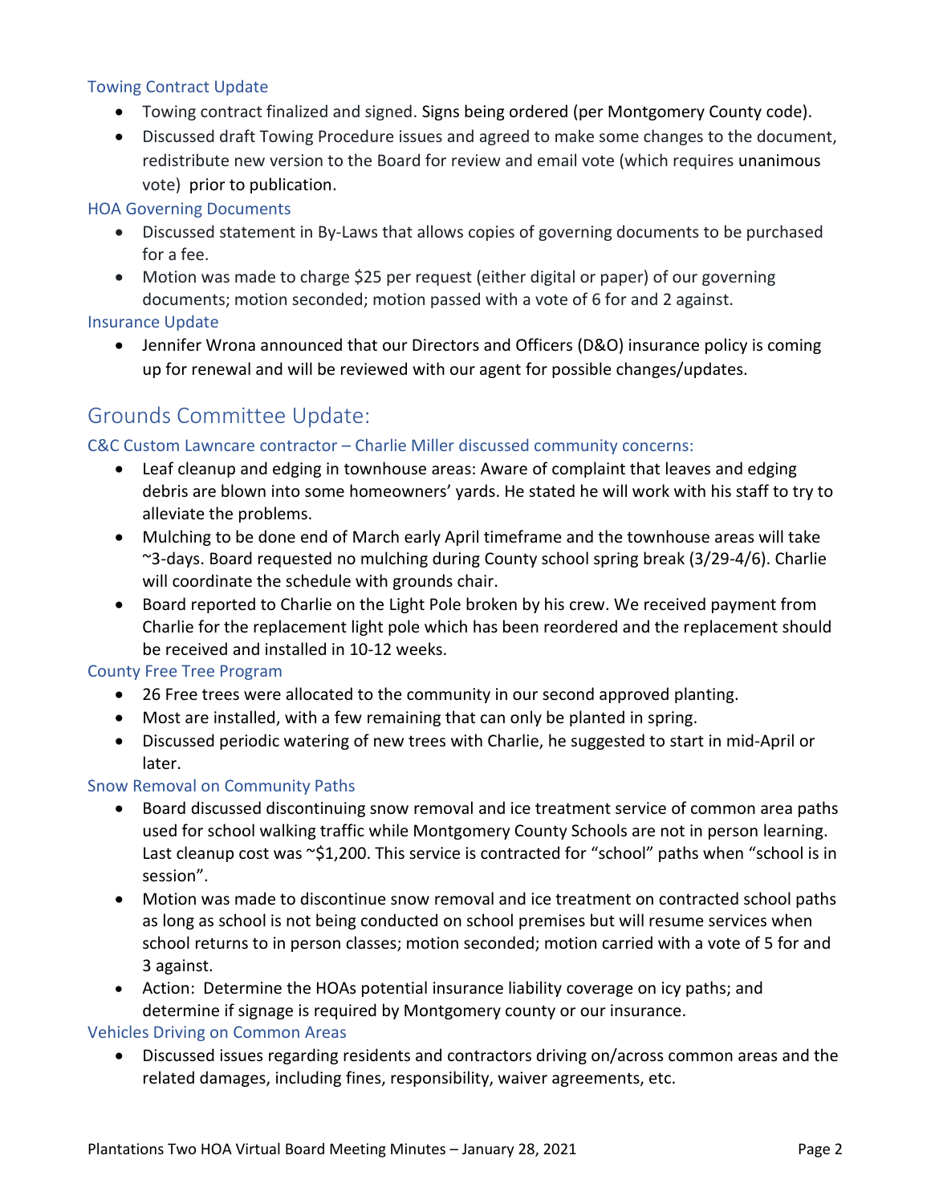### Towing Contract Update

- Towing contract finalized and signed. Signs being ordered (per Montgomery County code).
- Discussed draft Towing Procedure issues and agreed to make some changes to the document, redistribute new version to the Board for review and email vote (which requires unanimous vote) prior to publication.

### HOA Governing Documents

- Discussed statement in By-Laws that allows copies of governing documents to be purchased for a fee.
- Motion was made to charge $25 per request (either digital or paper) of our governing documents; motion seconded; motion passed with a vote of 6 for and 2 against.

### Insurance Update

- Jennifer Wrona announced that our Directors and Officers (D&O) insurance policy is coming up for renewal and will be reviewed with our agent for possible changes/updates.

## Grounds Committee Update:

### C&C Custom Lawncare contractor – Charlie Miller discussed community concerns:

- Leaf cleanup and edging in townhouse areas: Aware of complaint that leaves and edging debris are blown into some homeowners' yards. He stated he will work with his staff to try to alleviate the problems.
- Mulching to be done end of March early April timeframe and the townhouse areas will take ~3-days. Board requested no mulching during County school spring break (3/29-4/6). Charlie will coordinate the schedule with grounds chair.
- Board reported to Charlie on the Light Pole broken by his crew. We received payment from Charlie for the replacement light pole which has been reordered and the replacement should be received and installed in 10-12 weeks.

### County Free Tree Program

- 26 Free trees were allocated to the community in our second approved planting.
- Most are installed, with a few remaining that can only be planted in spring.
- Discussed periodic watering of new trees with Charlie, he suggested to start in mid-April or later.

### Snow Removal on Community Paths

- Board discussed discontinuing snow removal and ice treatment service of common area paths used for school walking traffic while Montgomery County Schools are not in person learning. Last cleanup cost was ~$1,200. This service is contracted for "school" paths when "school is in session".
- Motion was made to discontinue snow removal and ice treatment on contracted school paths as long as school is not being conducted on school premises but will resume services when school returns to in person classes; motion seconded; motion carried with a vote of 5 for and 3 against.
- Action: Determine the HOAs potential insurance liability coverage on icy paths; and determine if signage is required by Montgomery county or our insurance.

### Vehicles Driving on Common Areas

- Discussed issues regarding residents and contractors driving on/across common areas and the related damages, including fines, responsibility, waiver agreements, etc.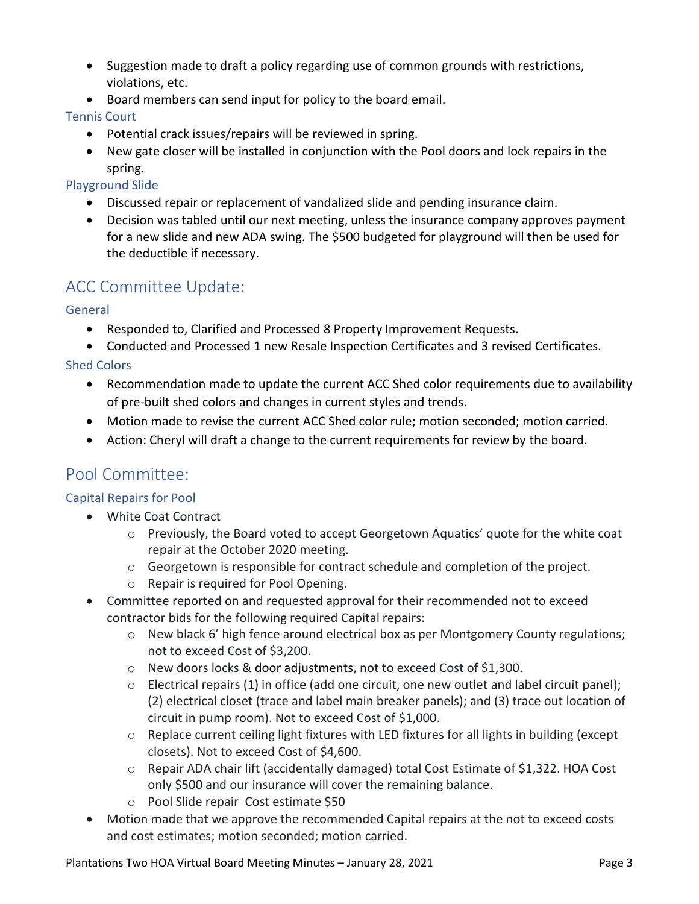- Suggestion made to draft a policy regarding use of common grounds with restrictions, violations, etc.
- Board members can send input for policy to the board email.

### Tennis Court

- Potential crack issues/repairs will be reviewed in spring.
- New gate closer will be installed in conjunction with the Pool doors and lock repairs in the spring.

### Playground Slide

- Discussed repair or replacement of vandalized slide and pending insurance claim.
- Decision was tabled until our next meeting, unless the insurance company approves payment for a new slide and new ADA swing. The $500 budgeted for playground will then be used for the deductible if necessary.

## ACC Committee Update:

### General

- Responded to, Clarified and Processed 8 Property Improvement Requests.
- Conducted and Processed 1 new Resale Inspection Certificates and 3 revised Certificates.

### Shed Colors

- Recommendation made to update the current ACC Shed color requirements due to availability of pre-built shed colors and changes in current styles and trends.
- Motion made to revise the current ACC Shed color rule; motion seconded; motion carried.
- Action: Cheryl will draft a change to the current requirements for review by the board.

## Pool Committee:

### Capital Repairs for Pool

- White Coat Contract
    - Previously, the Board voted to accept Georgetown Aquatics' quote for the white coat repair at the October 2020 meeting.
    - Georgetown is responsible for contract schedule and completion of the project.
    - Repair is required for Pool Opening.
- Committee reported on and requested approval for their recommended not to exceed contractor bids for the following required Capital repairs:
    - New black 6' high fence around electrical box as per Montgomery County regulations; not to exceed Cost of $3,200.
    - New doors locks & door adjustments, not to exceed Cost of $1,300.
    - Electrical repairs (1) in office (add one circuit, one new outlet and label circuit panel); (2) electrical closet (trace and label main breaker panels); and (3) trace out location of circuit in pump room). Not to exceed Cost of $1,000.
    - Replace current ceiling light fixtures with LED fixtures for all lights in building (except closets). Not to exceed Cost of $4,600.
    - Repair ADA chair lift (accidentally damaged) total Cost Estimate of $1,322. HOA Cost only $500 and our insurance will cover the remaining balance.
    - Pool Slide repair Cost estimate $50
- Motion made that we approve the recommended Capital repairs at the not to exceed costs and cost estimates; motion seconded; motion carried.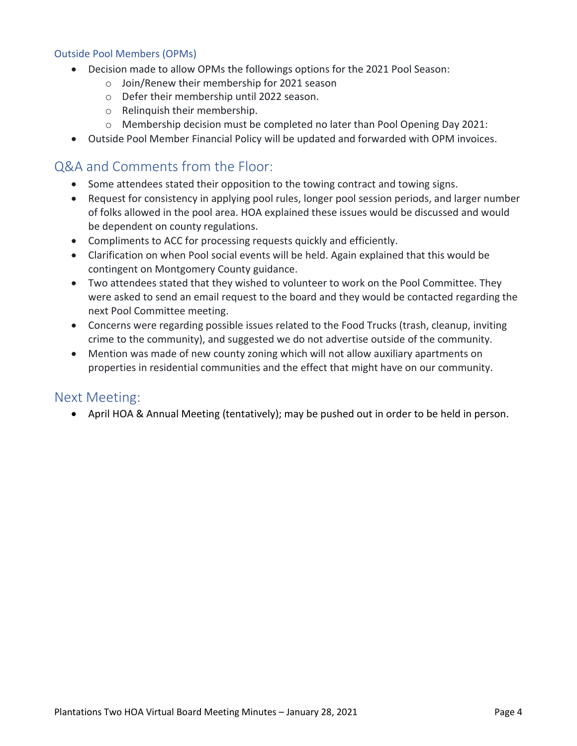### Outside Pool Members (OPMs)

- Decision made to allow OPMs the followings options for the 2021 Pool Season:
  - Join/Renew their membership for 2021 season
  - Defer their membership until 2022 season.
  - Relinquish their membership.
  - Membership decision must be completed no later than Pool Opening Day 2021:
- Outside Pool Member Financial Policy will be updated and forwarded with OPM invoices.

## Q&A and Comments from the Floor:

- Some attendees stated their opposition to the towing contract and towing signs.
- Request for consistency in applying pool rules, longer pool session periods, and larger number of folks allowed in the pool area. HOA explained these issues would be discussed and would be dependent on county regulations.
- Compliments to ACC for processing requests quickly and efficiently.
- Clarification on when Pool social events will be held. Again explained that this would be contingent on Montgomery County guidance.
- Two attendees stated that they wished to volunteer to work on the Pool Committee. They were asked to send an email request to the board and they would be contacted regarding the next Pool Committee meeting.
- Concerns were regarding possible issues related to the Food Trucks (trash, cleanup, inviting crime to the community), and suggested we do not advertise outside of the community.
- Mention was made of new county zoning which will not allow auxiliary apartments on properties in residential communities and the effect that might have on our community.

## Next Meeting:

- April HOA & Annual Meeting (tentatively); may be pushed out in order to be held in person.